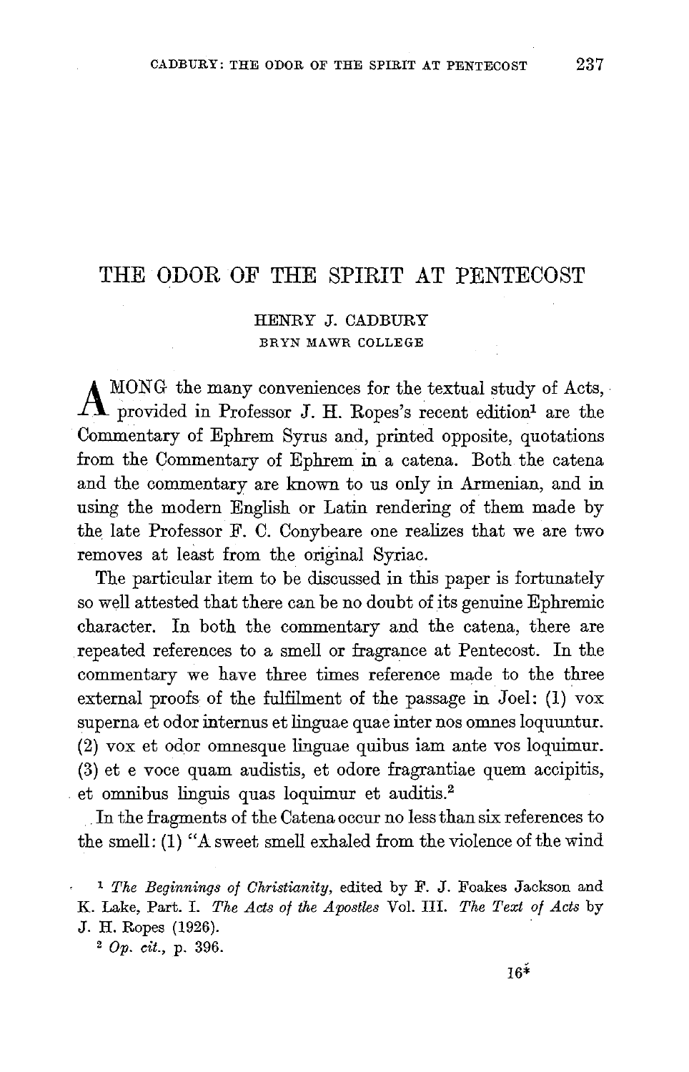# THE ODOR OF THE SPIRIT AT PENTECOST

HENRY J. CADBURY
BRYN MAWR COLLEGE

AMONG the many conveniences for the textual study of Acts, provided in Professor J. H. Ropes's recent edition[1] are the Commentary of Ephrem Syrus and, printed opposite, quotations from the Commentary of Ephrem in a catena. Both the catena and the commentary are known to us only in Armenian, and in using the modern English or Latin rendering of them made by the late Professor F. C. Conybeare one realizes that we are two removes at least from the original Syriac.

The particular item to be discussed in this paper is fortunately so well attested that there can be no doubt of its genuine Ephremic character. In both the commentary and the catena, there are repeated references to a smell or fragrance at Pentecost. In the commentary we have three times reference made to the three external proofs of the fulfilment of the passage in Joel: (1) vox superna et odor internus et linguae quae inter nos omnes loquuntur. (2) vox et odor omnesque linguae quibus iam ante vos loquimur. (3) et e voce quam audistis, et odore fragrantiae quem accipitis, et omnibus linguis quas loquimur et auditis.[2]

In the fragments of the Catena occur no less than six references to the smell: (1) "A sweet smell exhaled from the violence of the wind

[1] *The Beginnings of Christianity*, edited by F. J. Foakes Jackson and K. Lake, Part. I. *The Acts of the Apostles* Vol. III. *The Text of Acts* by J. H. Ropes (1926).

[2] *Op. cit.*, p. 396.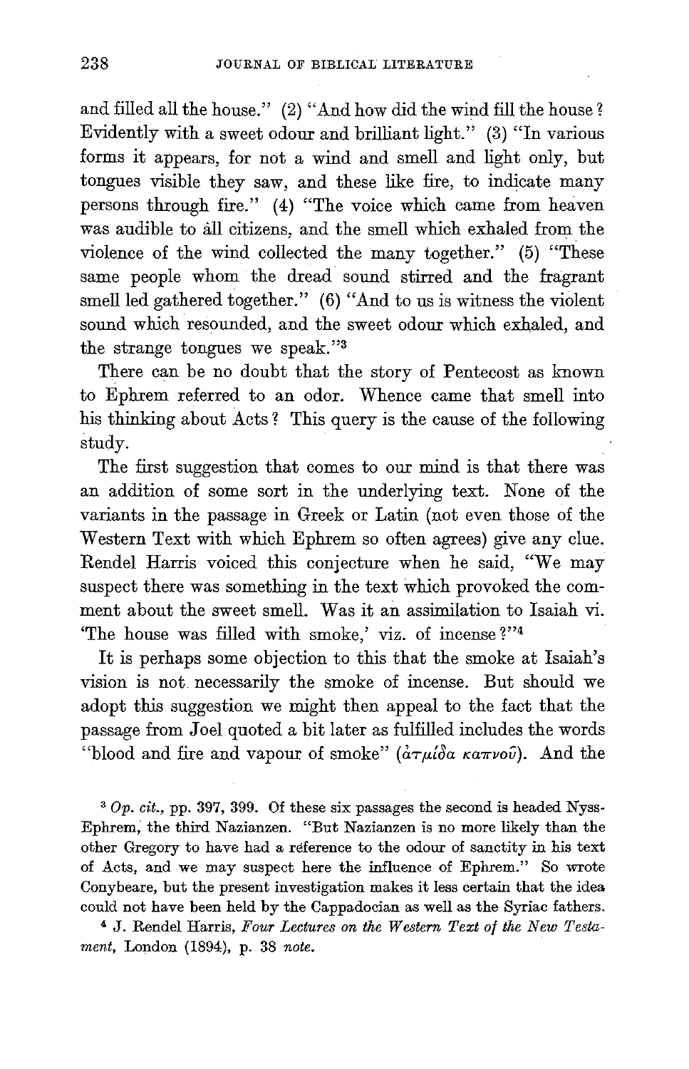and filled all the house." (2) "And how did the wind fill the house? Evidently with a sweet odour and brilliant light." (3) "In various forms it appears, for not a wind and smell and light only, but tongues visible they saw, and these like fire, to indicate many persons through fire." (4) "The voice which came from heaven was audible to all citizens, and the smell which exhaled from the violence of the wind collected the many together." (5) "These same people whom the dread sound stirred and the fragrant smell led gathered together." (6) "And to us is witness the violent sound which resounded, and the sweet odour which exhaled, and the strange tongues we speak."[3]

There can be no doubt that the story of Pentecost as known to Ephrem referred to an odor. Whence came that smell into his thinking about Acts? This query is the cause of the following study.

The first suggestion that comes to our mind is that there was an addition of some sort in the underlying text. None of the variants in the passage in Greek or Latin (not even those of the Western Text with which Ephrem so often agrees) give any clue. Rendel Harris voiced this conjecture when he said, "We may suspect there was something in the text which provoked the comment about the sweet smell. Was it an assimilation to Isaiah vi. 'The house was filled with smoke,' viz. of incense?"[4]

It is perhaps some objection to this that the smoke at Isaiah's vision is not necessarily the smoke of incense. But should we adopt this suggestion we might then appeal to the fact that the passage from Joel quoted a bit later as fulfilled includes the words "blood and fire and vapour of smoke" (ἀτμίδα καπνοῦ). And the

---

[3] *Op. cit.*, pp. 397, 399. Of these six passages the second is headed Nyss-Ephrem, the third Nazianzen. "But Nazianzen is no more likely than the other Gregory to have had a reference to the odour of sanctity in his text of Acts, and we may suspect here the influence of Ephrem." So wrote Conybeare, but the present investigation makes it less certain that the idea could not have been held by the Cappadocian as well as the Syriac fathers.

[4] J. Rendel Harris, *Four Lectures on the Western Text of the New Testament*, London (1894), p. 38 *note*.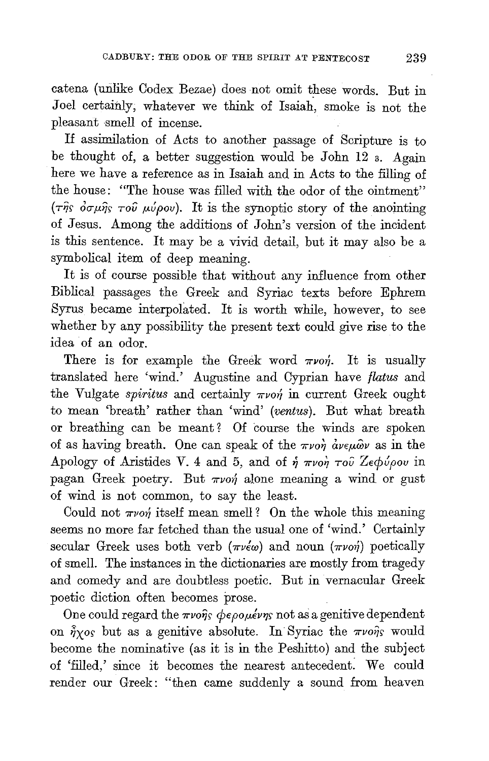catena (unlike Codex Bezae) does not omit these words. But in Joel certainly, whatever we think of Isaiah, smoke is not the pleasant smell of incense.

If assimilation of Acts to another passage of Scripture is to be thought of, a better suggestion would be John 12 3. Again here we have a reference as in Isaiah and in Acts to the filling of the house: "The house was filled with the odor of the ointment" (τῆς ὀσμῆς τοῦ μύρου). It is the synoptic story of the anointing of Jesus. Among the additions of John's version of the incident is this sentence. It may be a vivid detail, but it may also be a symbolical item of deep meaning.

It is of course possible that without any influence from other Biblical passages the Greek and Syriac texts before Ephrem Syrus became interpolated. It is worth while, however, to see whether by any possibility the present text could give rise to the idea of an odor.

There is for example the Greek word πνοή. It is usually translated here 'wind.' Augustine and Cyprian have *flatus* and the Vulgate *spiritus* and certainly πνοή in current Greek ought to mean 'breath' rather than 'wind' (*ventus*). But what breath or breathing can be meant? Of course the winds are spoken of as having breath. One can speak of the πνοὴ ἀνεμῶν as in the Apology of Aristides V. 4 and 5, and of ἡ πνοὴ τοῦ Ζεφύρου in pagan Greek poetry. But πνοή alone meaning a wind or gust of wind is not common, to say the least.

Could not πνοή itself mean smell? On the whole this meaning seems no more far fetched than the usual one of 'wind.' Certainly secular Greek uses both verb (πνέω) and noun (πνοή) poetically of smell. The instances in the dictionaries are mostly from tragedy and comedy and are doubtless poetic. But in vernacular Greek poetic diction often becomes prose.

One could regard the πνοῆς φερομένης not as a genitive dependent on ἦχος but as a genitive absolute. In Syriac the πνοῆς would become the nominative (as it is in the Peshitto) and the subject of 'filled,' since it becomes the nearest antecedent. We could render our Greek: "then came suddenly a sound from heaven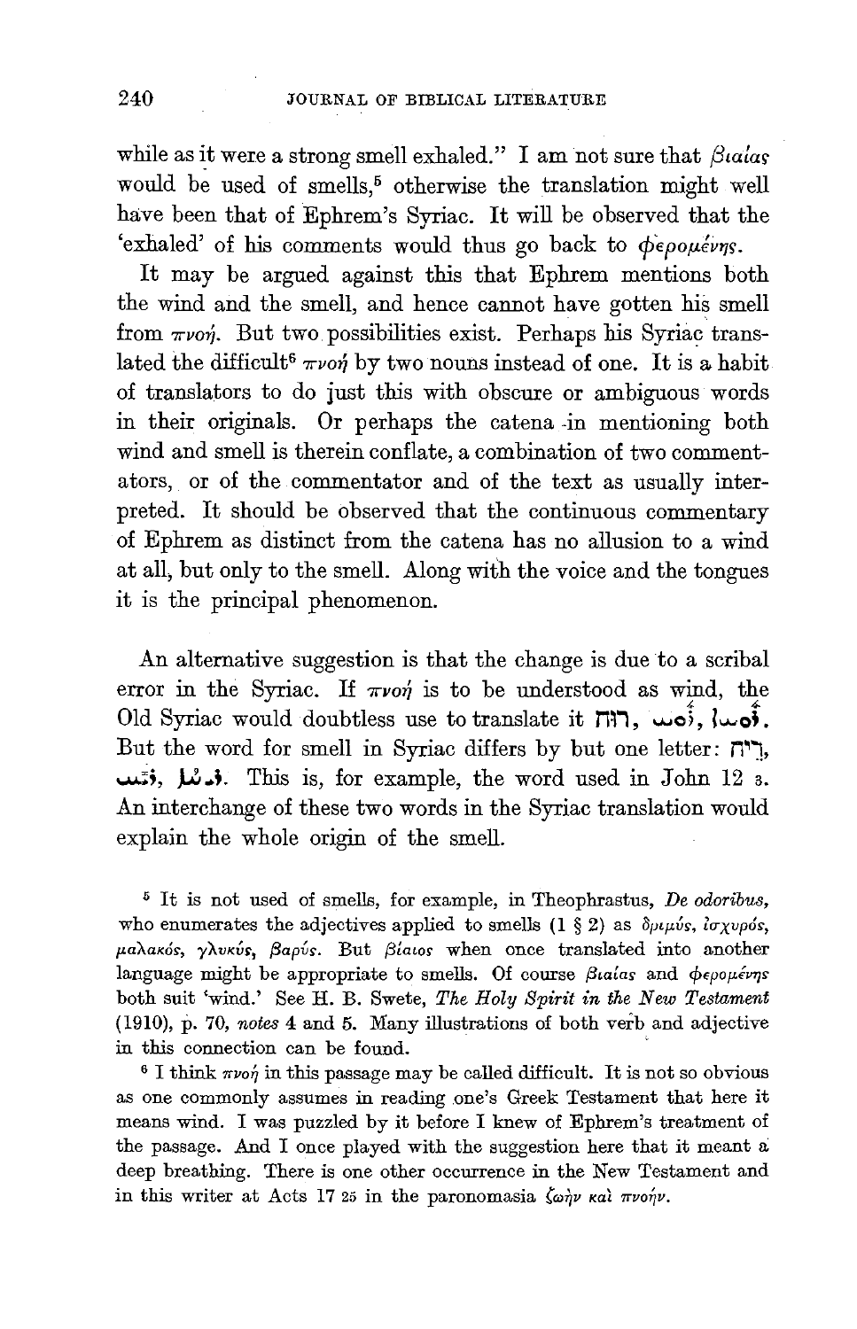while as it were a strong smell exhaled." I am not sure that βιαίας would be used of smells,[5] otherwise the translation might well have been that of Ephrem's Syriac. It will be observed that the 'exhaled' of his comments would thus go back to φερομένης.

It may be argued against this that Ephrem mentions both the wind and the smell, and hence cannot have gotten his smell from πνοή. But two possibilities exist. Perhaps his Syriac translated the difficult[6] πνοή by two nouns instead of one. It is a habit of translators to do just this with obscure or ambiguous words in their originals. Or perhaps the catena in mentioning both wind and smell is therein conflate, a combination of two commentators, or of the commentator and of the text as usually interpreted. It should be observed that the continuous commentary of Ephrem as distinct from the catena has no allusion to a wind at all, but only to the smell. Along with the voice and the tongues it is the principal phenomenon.

An alternative suggestion is that the change is due to a scribal error in the Syriac. If πνοή is to be understood as wind, the Old Syriac would doubtless use to translate it רוח, ܪܘܚ, ܪܘܚܐ. But the word for smell in Syriac differs by but one letter: ריח, ܪܝܚ, ܪܝܚܐ. This is, for example, the word used in John 12 3. An interchange of these two words in the Syriac translation would explain the whole origin of the smell.

[5] It is not used of smells, for example, in Theophrastus, *De odoribus*, who enumerates the adjectives applied to smells (1 § 2) as δριμύς, ἰσχυρός, μαλακός, γλυκύς, βαρύς. But βίαιος when once translated into another language might be appropriate to smells. Of course βιαίας and φερομένης both suit 'wind.' See H. B. Swete, *The Holy Spirit in the New Testament* (1910), p. 70, *notes* 4 and 5. Many illustrations of both verb and adjective in this connection can be found.

[6] I think πνοή in this passage may be called difficult. It is not so obvious as one commonly assumes in reading one's Greek Testament that here it means wind. I was puzzled by it before I knew of Ephrem's treatment of the passage. And I once played with the suggestion here that it meant a deep breathing. There is one other occurrence in the New Testament and in this writer at Acts 17 25 in the paronomasia ζωὴν καὶ πνοήν.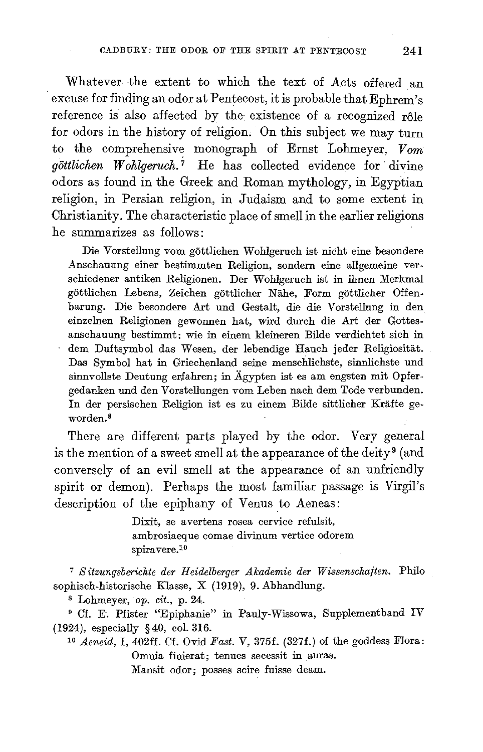Whatever the extent to which the text of Acts offered an excuse for finding an odor at Pentecost, it is probable that Ephrem's reference is also affected by the existence of a recognized rôle for odors in the history of religion. On this subject we may turn to the comprehensive monograph of Ernst Lohmeyer, *Vom göttlichen Wohlgeruch.*[7] He has collected evidence for divine odors as found in the Greek and Roman mythology, in Egyptian religion, in Persian religion, in Judaism and to some extent in Christianity. The characteristic place of smell in the earlier religions he summarizes as follows:

> Die Vorstellung vom göttlichen Wohlgeruch ist nicht eine besondere Anschauung einer bestimmten Religion, sondern eine allgemeine verschiedener antiken Religionen. Der Wohlgeruch ist in ihnen Merkmal göttlichen Lebens, Zeichen göttlicher Nähe, Form göttlicher Offenbarung. Die besondere Art und Gestalt, die die Vorstellung in den einzelnen Religionen gewonnen hat, wird durch die Art der Gottesanschauung bestimmt: wie in einem kleineren Bilde verdichtet sich in dem Duftsymbol das Wesen, der lebendige Hauch jeder Religiosität. Das Symbol hat in Griechenland seine menschlichste, sinnlichste und sinnvollste Deutung erfahren; in Ägypten ist es am engsten mit Opfergedanken und den Vorstellungen vom Leben nach dem Tode verbunden. In der persischen Religion ist es zu einem Bilde sittlicher Kräfte geworden.[8]

There are different parts played by the odor. Very general is the mention of a sweet smell at the appearance of the deity[9] (and conversely of an evil smell at the appearance of an unfriendly spirit or demon). Perhaps the most familiar passage is Virgil's description of the epiphany of Venus to Aeneas:

> Dixit, se avertens rosea cervice refulsit,
> ambrosiaeque comae divinum vertice odorem
> spiravere.[10]

---

[7] *Sitzungsberichte der Heidelberger Akademie der Wissenschaften.* Philosophisch-historische Klasse, X (1919), 9. Abhandlung.

[8] Lohmeyer, *op. cit.*, p. 24.

[9] Cf. E. Pfister "Epiphanie" in Pauly-Wissowa, Supplementband IV (1924), especially § 40, col. 316.

[10] *Aeneid*, I, 402ff. Cf. Ovid *Fast.* V, 375f. (327f.) of the goddess Flora:

> Omnia finierat; tenues secessit in auras.
> Mansit odor; posses scire fuisse deam.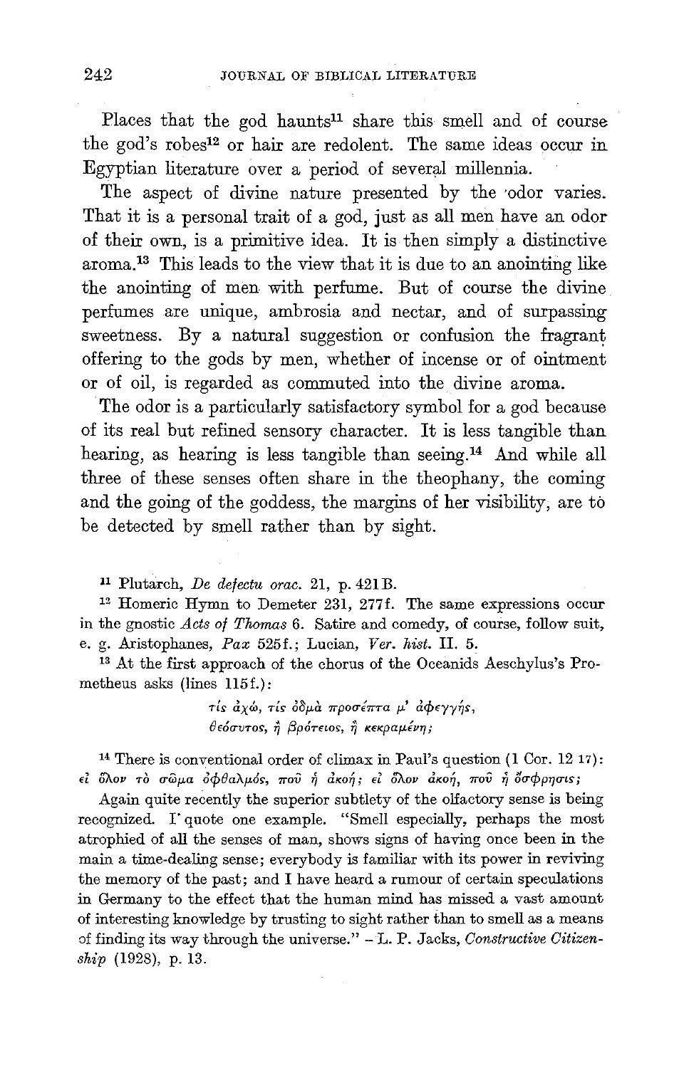Places that the god haunts[11] share this smell and of course the god's robes[12] or hair are redolent. The same ideas occur in Egyptian literature over a period of several millennia.

The aspect of divine nature presented by the odor varies. That it is a personal trait of a god, just as all men have an odor of their own, is a primitive idea. It is then simply a distinctive aroma.[13] This leads to the view that it is due to an anointing like the anointing of men with perfume. But of course the divine perfumes are unique, ambrosia and nectar, and of surpassing sweetness. By a natural suggestion or confusion the fragrant offering to the gods by men, whether of incense or of ointment or of oil, is regarded as commuted into the divine aroma.

The odor is a particularly satisfactory symbol for a god because of its real but refined sensory character. It is less tangible than hearing, as hearing is less tangible than seeing.[14] And while all three of these senses often share in the theophany, the coming and the going of the goddess, the margins of her visibility, are to be detected by smell rather than by sight.

[11] Plutarch, *De defectu orac.* 21, p. 421B.

[12] Homeric Hymn to Demeter 231, 277f. The same expressions occur in the gnostic *Acts of Thomas* 6. Satire and comedy, of course, follow suit, e. g. Aristophanes, *Pax* 525f.; Lucian, *Ver. hist.* II. 5.

[13] At the first approach of the chorus of the Oceanids Aeschylus's Prometheus asks (lines 115f.):

> τίς ἀχώ, τίς ὀδμὰ προσέπτα μ' ἀφεγγής,
> θεόσυτος, ἢ βρότειος, ἢ κεκραμένη;

[14] There is conventional order of climax in Paul's question (1 Cor. 12 17): εἰ ὅλον τὸ σῶμα ὀφθαλμός, ποῦ ἡ ἀκοή; εἰ ὅλον ἀκοή, ποῦ ἡ ὄσφρησις;

Again quite recently the superior subtlety of the olfactory sense is being recognized. I quote one example. "Smell especially, perhaps the most atrophied of all the senses of man, shows signs of having once been in the main a time-dealing sense; everybody is familiar with its power in reviving the memory of the past; and I have heard a rumour of certain speculations in Germany to the effect that the human mind has missed a vast amount of interesting knowledge by trusting to sight rather than to smell as a means of finding its way through the universe." – L. P. Jacks, *Constructive Citizenship* (1928), p. 13.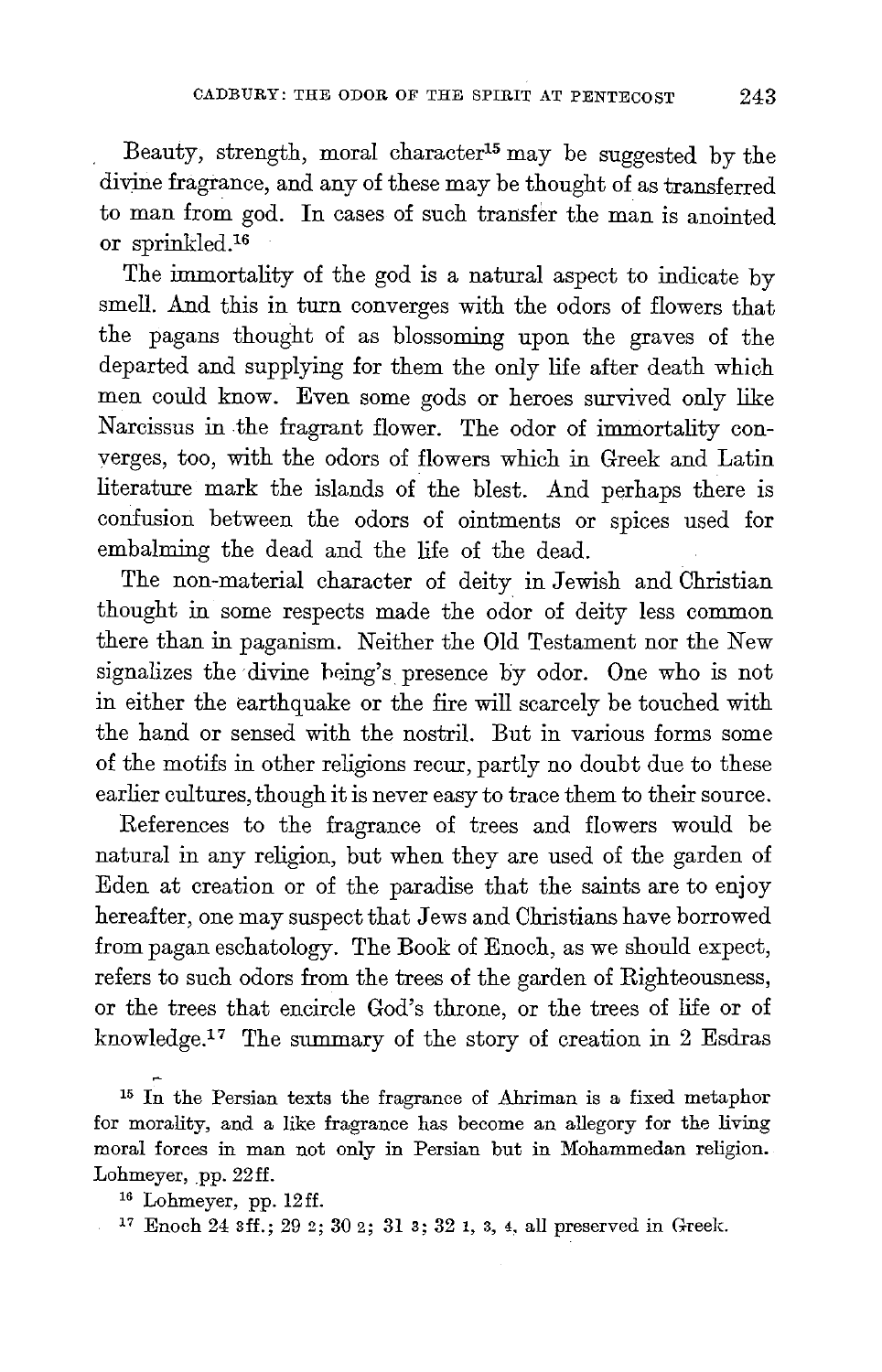Beauty, strength, moral character[15] may be suggested by the divine fragrance, and any of these may be thought of as transferred to man from god. In cases of such transfer the man is anointed or sprinkled.[16]

The immortality of the god is a natural aspect to indicate by smell. And this in turn converges with the odors of flowers that the pagans thought of as blossoming upon the graves of the departed and supplying for them the only life after death which men could know. Even some gods or heroes survived only like Narcissus in the fragrant flower. The odor of immortality converges, too, with the odors of flowers which in Greek and Latin literature mark the islands of the blest. And perhaps there is confusion between the odors of ointments or spices used for embalming the dead and the life of the dead.

The non-material character of deity in Jewish and Christian thought in some respects made the odor of deity less common there than in paganism. Neither the Old Testament nor the New signalizes the divine being's presence by odor. One who is not in either the earthquake or the fire will scarcely be touched with the hand or sensed with the nostril. But in various forms some of the motifs in other religions recur, partly no doubt due to these earlier cultures, though it is never easy to trace them to their source.

References to the fragrance of trees and flowers would be natural in any religion, but when they are used of the garden of Eden at creation or of the paradise that the saints are to enjoy hereafter, one may suspect that Jews and Christians have borrowed from pagan eschatology. The Book of Enoch, as we should expect, refers to such odors from the trees of the garden of Righteousness, or the trees that encircle God's throne, or the trees of life or of knowledge.[17] The summary of the story of creation in 2 Esdras

[15] In the Persian texts the fragrance of Ahriman is a fixed metaphor for morality, and a like fragrance has become an allegory for the living moral forces in man not only in Persian but in Mohammedan religion. Lohmeyer, pp. 22ff.

[16] Lohmeyer, pp. 12ff.

[17] Enoch 24 3ff.; 29 2; 30 2; 31 3; 32 1, 3, 4, all preserved in Greek.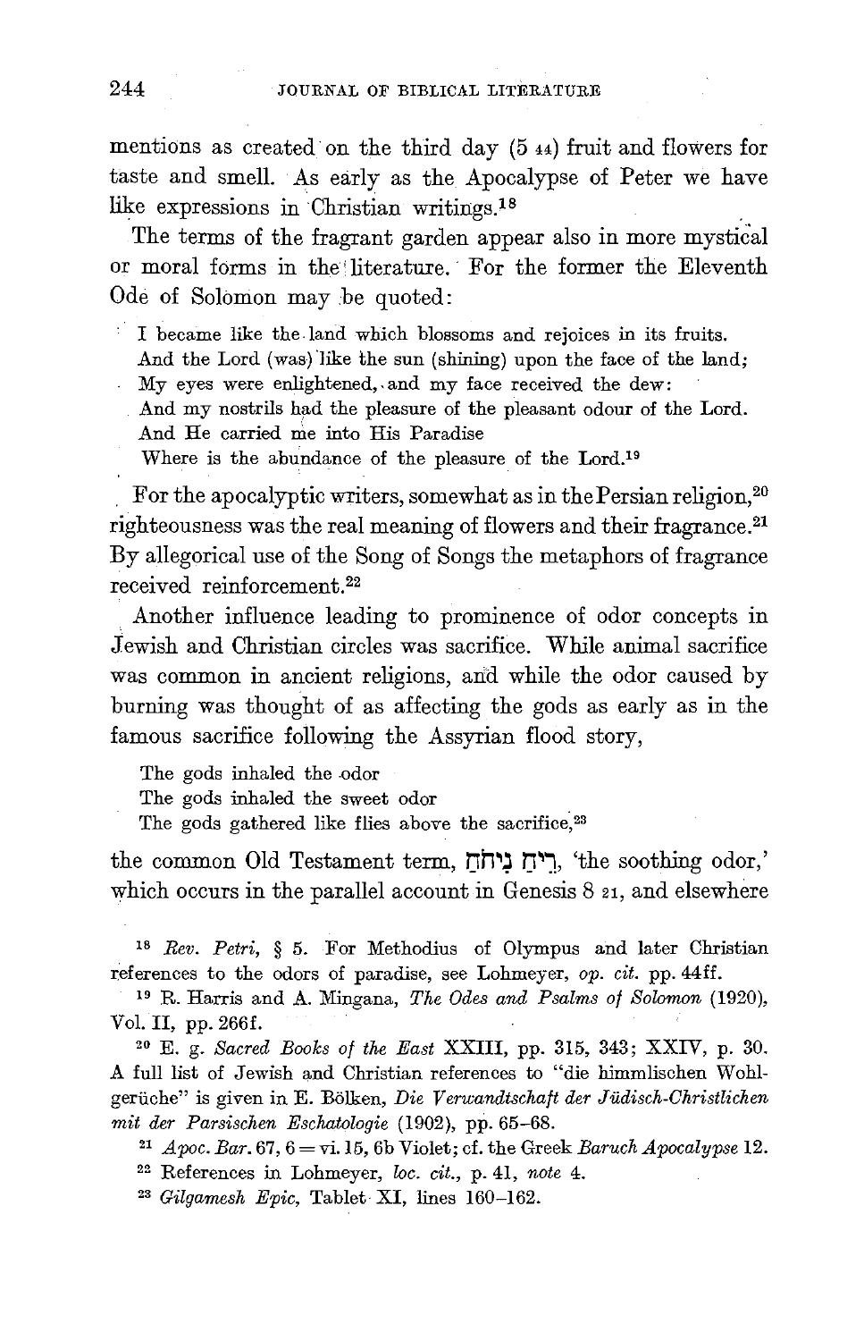mentions as created on the third day (5 44) fruit and flowers for taste and smell. As early as the Apocalypse of Peter we have like expressions in Christian writings.[18]

The terms of the fragrant garden appear also in more mystical or moral forms in the literature. For the former the Eleventh Ode of Solomon may be quoted:

> I became like the land which blossoms and rejoices in its fruits.
> And the Lord (was) like the sun (shining) upon the face of the land;
> My eyes were enlightened, and my face received the dew:
> And my nostrils had the pleasure of the pleasant odour of the Lord.
> And He carried me into His Paradise
> Where is the abundance of the pleasure of the Lord.[19]

For the apocalyptic writers, somewhat as in the Persian religion,[20] righteousness was the real meaning of flowers and their fragrance.[21] By allegorical use of the Song of Songs the metaphors of fragrance received reinforcement.[22]

Another influence leading to prominence of odor concepts in Jewish and Christian circles was sacrifice. While animal sacrifice was common in ancient religions, and while the odor caused by burning was thought of as affecting the gods as early as in the famous sacrifice following the Assyrian flood story,

> The gods inhaled the odor
> The gods inhaled the sweet odor
> The gods gathered like flies above the sacrifice,[23]

the common Old Testament term, רֵיחַ נִיחֹחַ, 'the soothing odor,' which occurs in the parallel account in Genesis 8 21, and elsewhere

[18] *Rev. Petri*, § 5. For Methodius of Olympus and later Christian references to the odors of paradise, see Lohmeyer, *op. cit.* pp. 44ff.

[19] R. Harris and A. Mingana, *The Odes and Psalms of Solomon* (1920), Vol. II, pp. 266f.

[20] E. g. *Sacred Books of the East* XXIII, pp. 315, 343; XXIV, p. 30. A full list of Jewish and Christian references to "die himmlischen Wohlgerüche" is given in E. Bölken, *Die Verwandtschaft der Jüdisch-Christlichen mit der Parsischen Eschatologie* (1902), pp. 65–68.

[21] *Apoc. Bar.* 67, 6 = vi. 15, 6b Violet; cf. the Greek *Baruch Apocalypse* 12.

[22] References in Lohmeyer, *loc. cit.*, p. 41, *note* 4.

[23] *Gilgamesh Epic*, Tablet XI, lines 160–162.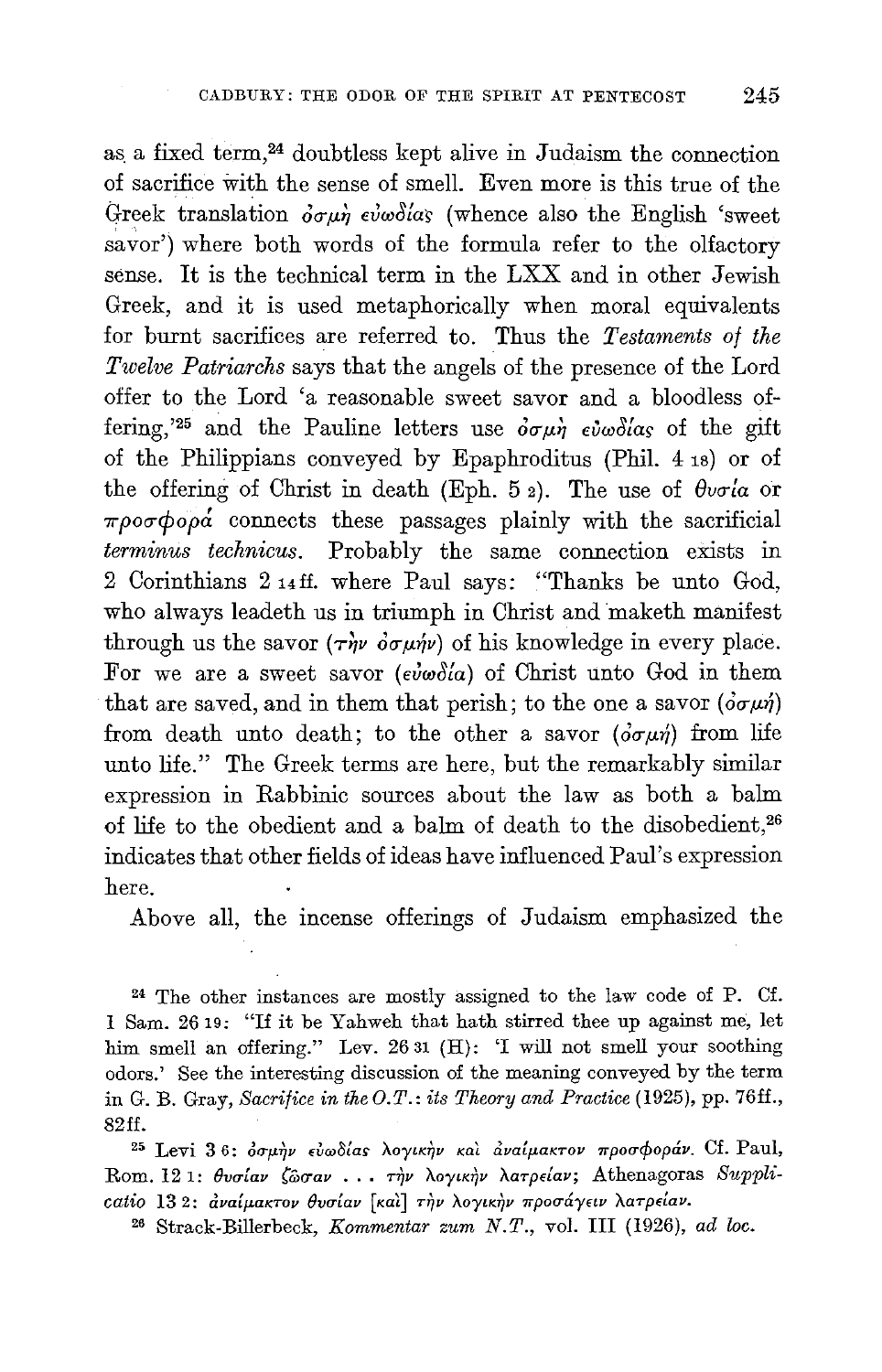as a fixed term,[24] doubtless kept alive in Judaism the connection of sacrifice with the sense of smell. Even more is this true of the Greek translation ὀσμὴ εὐωδίας (whence also the English 'sweet savor') where both words of the formula refer to the olfactory sense. It is the technical term in the LXX and in other Jewish Greek, and it is used metaphorically when moral equivalents for burnt sacrifices are referred to. Thus the *Testaments of the Twelve Patriarchs* says that the angels of the presence of the Lord offer to the Lord 'a reasonable sweet savor and a bloodless offering,'[25] and the Pauline letters use ὀσμὴ εὐωδίας of the gift of the Philippians conveyed by Epaphroditus (Phil. 4 18) or of the offering of Christ in death (Eph. 5 2). The use of θυσία or προσφορά connects these passages plainly with the sacrificial *terminus technicus*. Probably the same connection exists in 2 Corinthians 2 14 ff. where Paul says: "Thanks be unto God, who always leadeth us in triumph in Christ and maketh manifest through us the savor (τὴν ὀσμὴν) of his knowledge in every place. For we are a sweet savor (εὐωδία) of Christ unto God in them that are saved, and in them that perish; to the one a savor (ὀσμὴ) from death unto death; to the other a savor (ὀσμὴ) from life unto life." The Greek terms are here, but the remarkably similar expression in Rabbinic sources about the law as both a balm of life to the obedient and a balm of death to the disobedient,[26] indicates that other fields of ideas have influenced Paul's expression here.

Above all, the incense offerings of Judaism emphasized the

[24] The other instances are mostly assigned to the law code of P. Cf. I Sam. 26 19: "If it be Yahweh that hath stirred thee up against me, let him smell an offering." Lev. 26 31 (H): 'I will not smell your soothing odors.' See the interesting discussion of the meaning conveyed by the term in G. B. Gray, *Sacrifice in the O.T.: its Theory and Practice* (1925), pp. 76 ff., 82 ff.

[25] Levi 3 6: ὀσμὴν εὐωδίας λογικὴν καὶ ἀναίμακτον προσφοράν. Cf. Paul, Rom. 12 1: θυσίαν ζῶσαν . . . τὴν λογικὴν λατρείαν; Athenagoras *Supplicatio* 13 2: ἀναίμακτον θυσίαν [καὶ] τὴν λογικὴν προσάγειν λατρείαν.

[26] Strack-Billerbeck, *Kommentar zum N.T.*, vol. III (1926), *ad loc.*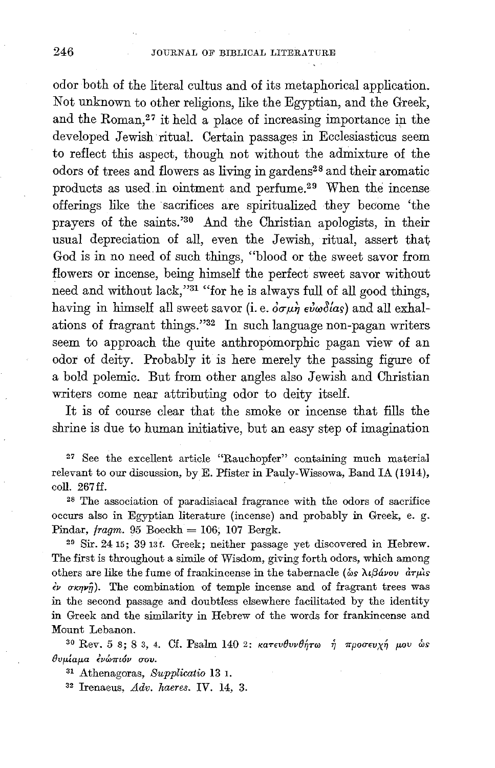odor both of the literal cultus and of its metaphorical application. Not unknown to other religions, like the Egyptian, and the Greek, and the Roman,[27] it held a place of increasing importance in the developed Jewish ritual. Certain passages in Ecclesiasticus seem to reflect this aspect, though not without the admixture of the odors of trees and flowers as living in gardens[28] and their aromatic products as used in ointment and perfume.[29] When the incense offerings like the sacrifices are spiritualized they become 'the prayers of the saints.'[30] And the Christian apologists, in their usual depreciation of all, even the Jewish, ritual, assert that God is in no need of such things, "blood or the sweet savor from flowers or incense, being himself the perfect sweet savor without need and without lack,"[31] "for he is always full of all good things, having in himself all sweet savor (i. e. ὀσμὴ εὐωδίας) and all exhalations of fragrant things."[32] In such language non-pagan writers seem to approach the quite anthropomorphic pagan view of an odor of deity. Probably it is here merely the passing figure of a bold polemic. But from other angles also Jewish and Christian writers come near attributing odor to deity itself.

It is of course clear that the smoke or incense that fills the shrine is due to human initiative, but an easy step of imagination

[27] See the excellent article "Rauchopfer" containing much material relevant to our discussion, by E. Pfister in Pauly-Wissowa, Band IA (1914), coll. 267 ff.

[28] The association of paradisiacal fragrance with the odors of sacrifice occurs also in Egyptian literature (incense) and probably in Greek, e. g. Pindar, *fragm.* 95 Boeckh = 106, 107 Bergk.

[29] Sir. 24 15; 39 13 f. Greek; neither passage yet discovered in Hebrew. The first is throughout a simile of Wisdom, giving forth odors, which among others are like the fume of frankincense in the tabernacle (ὡς λιβάνου ἀτμὶς ἐν σκηνῇ). The combination of temple incense and of fragrant trees was in the second passage and doubtless elsewhere facilitated by the identity in Greek and the similarity in Hebrew of the words for frankincense and Mount Lebanon.

[30] Rev. 5 8; 8 3, 4. Cf. Psalm 140 2: κατευθυνθήτω ἡ προσευχή μου ὡς θυμίαμα ἐνώπιόν σου.

[31] Athenagoras, *Supplicatio* 13 1.

[32] Irenaeus, *Adv. haeres.* IV. 14, 3.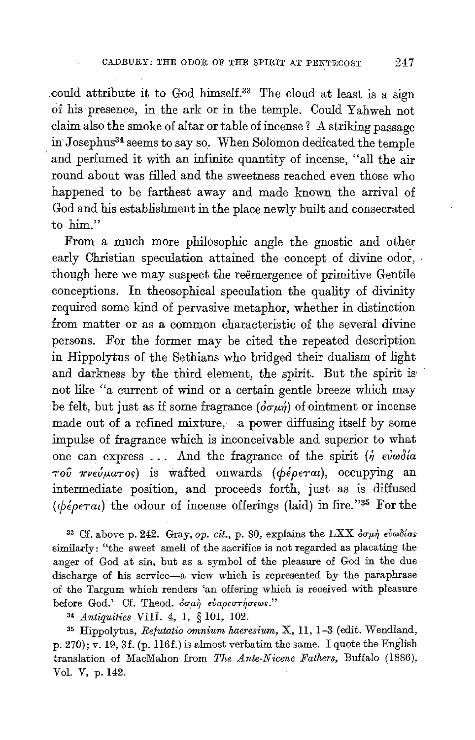could attribute it to God himself.[33] The cloud at least is a sign of his presence, in the ark or in the temple. Could Yahweh not claim also the smoke of altar or table of incense? A striking passage in Josephus[34] seems to say so. When Solomon dedicated the temple and perfumed it with an infinite quantity of incense, "all the air round about was filled and the sweetness reached even those who happened to be farthest away and made known the arrival of God and his establishment in the place newly built and consecrated to him."

From a much more philosophic angle the gnostic and other early Christian speculation attained the concept of divine odor, though here we may suspect the reëmergence of primitive Gentile conceptions. In theosophical speculation the quality of divinity required some kind of pervasive metaphor, whether in distinction from matter or as a common characteristic of the several divine persons. For the former may be cited the repeated description in Hippolytus of the Sethians who bridged their dualism of light and darkness by the third element, the spirit. But the spirit is not like "a current of wind or a certain gentle breeze which may be felt, but just as if some fragrance (ὀσμή) of ointment or incense made out of a refined mixture,—a power diffusing itself by some impulse of fragrance which is inconceivable and superior to what one can express ... And the fragrance of the spirit (ἡ εὐωδία τοῦ πνεύματος) is wafted onwards (φέρεται), occupying an intermediate position, and proceeds forth, just as is diffused (φέρεται) the odour of incense offerings (laid) in fire."[35] For the

[33] Cf. above p. 242. Gray, *op. cit.*, p. 80, explains the LXX ὀσμὴ εὐωδίας similarly: "the sweet smell of the sacrifice is not regarded as placating the anger of God at sin, but as a symbol of the pleasure of God in the due discharge of his service—a view which is represented by the paraphrase of the Targum which renders 'an offering which is received with pleasure before God.' Cf. Theod. ὀσμὴ εὐαρεστήσεως."

[34] *Antiquities* VIII. 4, 1, § 101, 102.

[35] Hippolytus, *Refutatio omnium haeresium*, X, 11, 1–3 (edit. Wendland, p. 270); v. 19, 3f. (p. 116f.) is almost verbatim the same. I quote the English translation of MacMahon from *The Ante-Nicene Fathers*, Buffalo (1886), Vol. V, p. 142.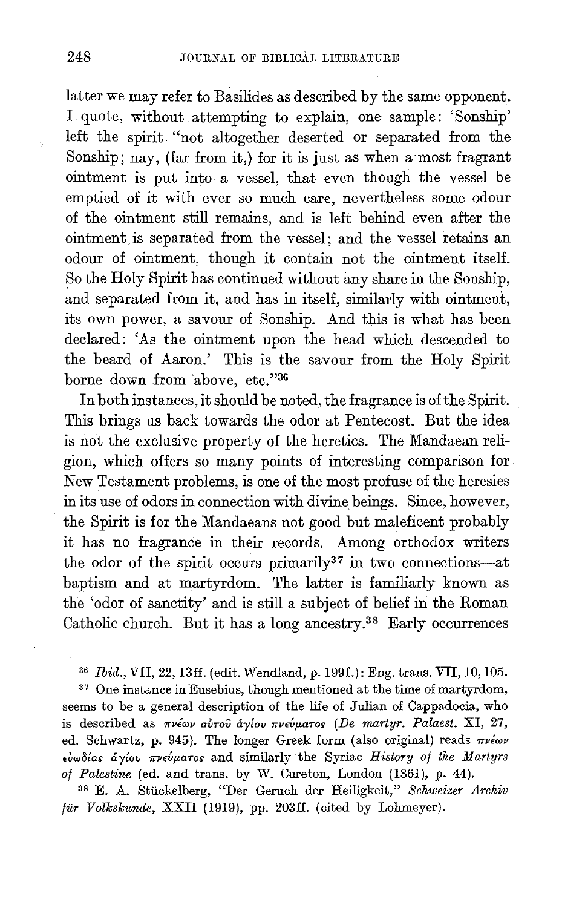latter we may refer to Basilides as described by the same opponent. I quote, without attempting to explain, one sample: 'Sonship' left the spirit "not altogether deserted or separated from the Sonship; nay, (far from it,) for it is just as when a most fragrant ointment is put into a vessel, that even though the vessel be emptied of it with ever so much care, nevertheless some odour of the ointment still remains, and is left behind even after the ointment is separated from the vessel; and the vessel retains an odour of ointment, though it contain not the ointment itself. So the Holy Spirit has continued without any share in the Sonship, and separated from it, and has in itself, similarly with ointment, its own power, a savour of Sonship. And this is what has been declared: 'As the ointment upon the head which descended to the beard of Aaron.' This is the savour from the Holy Spirit borne down from above, etc."[36]

In both instances, it should be noted, the fragrance is of the Spirit. This brings us back towards the odor at Pentecost. But the idea is not the exclusive property of the heretics. The Mandaean religion, which offers so many points of interesting comparison for New Testament problems, is one of the most profuse of the heresies in its use of odors in connection with divine beings. Since, however, the Spirit is for the Mandaeans not good but maleficent probably it has no fragrance in their records. Among orthodox writers the odor of the spirit occurs primarily[37] in two connections—at baptism and at martyrdom. The latter is familiarly known as the 'odor of sanctity' and is still a subject of belief in the Roman Catholic church. But it has a long ancestry.[38] Early occurrences

[36] *Ibid.*, VII, 22, 13ff. (edit. Wendland, p. 199f.): Eng. trans. VII, 10, 105.

[37] One instance in Eusebius, though mentioned at the time of martyrdom, seems to be a general description of the life of Julian of Cappadocia, who is described as πνέων αὐτοῦ ἁγίου πνεύματος (*De martyr. Palaest.* XI, 27, ed. Schwartz, p. 945). The longer Greek form (also original) reads πνέων εὐωδίας ἁγίου πνεύματος and similarly the Syriac *History of the Martyrs of Palestine* (ed. and trans. by W. Cureton, London (1861), p. 44).

[38] E. A. Stückelberg, "Der Geruch der Heiligkeit," *Schweizer Archiv für Volkskunde*, XXII (1919), pp. 203ff. (cited by Lohmeyer).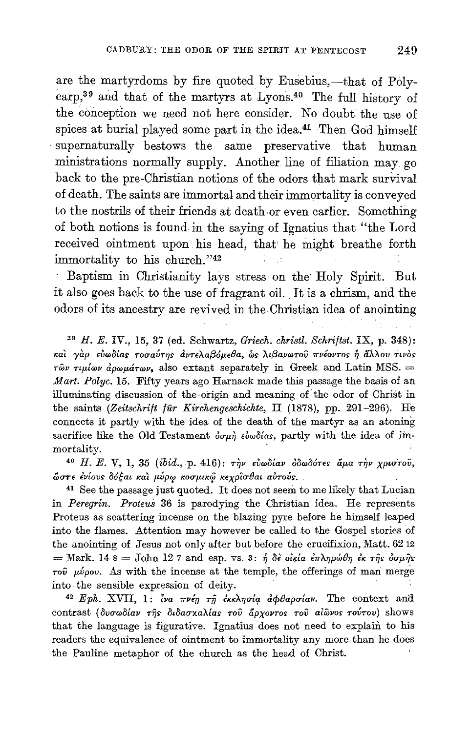are the martyrdoms by fire quoted by Eusebius,—that of Polycarp,[39] and that of the martyrs at Lyons.[40] The full history of the conception we need not here consider. No doubt the use of spices at burial played some part in the idea.[41] Then God himself supernaturally bestows the same preservative that human ministrations normally supply. Another line of filiation may go back to the pre-Christian notions of the odors that mark survival of death. The saints are immortal and their immortality is conveyed to the nostrils of their friends at death or even earlier. Something of both notions is found in the saying of Ignatius that "the Lord received ointment upon his head, that he might breathe forth immortality to his church."[42]

Baptism in Christianity lays stress on the Holy Spirit. But it also goes back to the use of fragrant oil. It is a chrism, and the odors of its ancestry are revived in the Christian idea of anointing

---

[39] *H. E.* IV., 15, 37 (ed. Schwartz, *Griech. christl. Schriftst.* IX, p. 348): καὶ γὰρ εὐωδίας τοσαύτης ἀντελαβόμεθα, ὡς λιβανωτοῦ πνέοντος ἢ ἄλλου τινὸς τῶν τιμίων ἀρωμάτων, also extant separately in Greek and Latin MSS. = *Mart. Polyc.* 15. Fifty years ago Harnack made this passage the basis of an illuminating discussion of the origin and meaning of the odor of Christ in the saints (*Zeitschrift für Kirchengeschichte*, II (1878), pp. 291–296). He connects it partly with the idea of the death of the martyr as an atoning sacrifice like the Old Testament ὀσμὴ εὐωδίας, partly with the idea of immortality.

[40] *H. E.* V, 1, 35 (*ibid.*, p. 416): τὴν εὐωδίαν ὀδωδότες ἅμα τὴν χριστοῦ, ὥστε ἐνίους δόξαι καὶ μύρῳ κοσμικῷ κεχρίσθαι αὐτούς.

[41] See the passage just quoted. It does not seem to me likely that Lucian in *Peregrin. Proteus* 36 is parodying the Christian idea. He represents Proteus as scattering incense on the blazing pyre before he himself leaped into the flames. Attention may however be called to the Gospel stories of the anointing of Jesus not only after but before the crucifixion, Matt. 62 12 = Mark. 14 8 = John 12 7 and esp. vs. 3: ἡ δὲ οἰκία ἐπληρώθη ἐκ τῆς ὀσμῆς τοῦ μύρου. As with the incense at the temple, the offerings of man merge into the sensible expression of deity.

[42] *Eph.* XVII, 1: ἵνα πνέῃ τῇ ἐκκλησίᾳ ἀφθαρσίαν. The context and contrast (δυσωδίαν τῆς διδασκαλίας τοῦ ἄρχοντος τοῦ αἰῶνος τούτου) shows that the language is figurative. Ignatius does not need to explain to his readers the equivalence of ointment to immortality any more than he does the Pauline metaphor of the church as the head of Christ.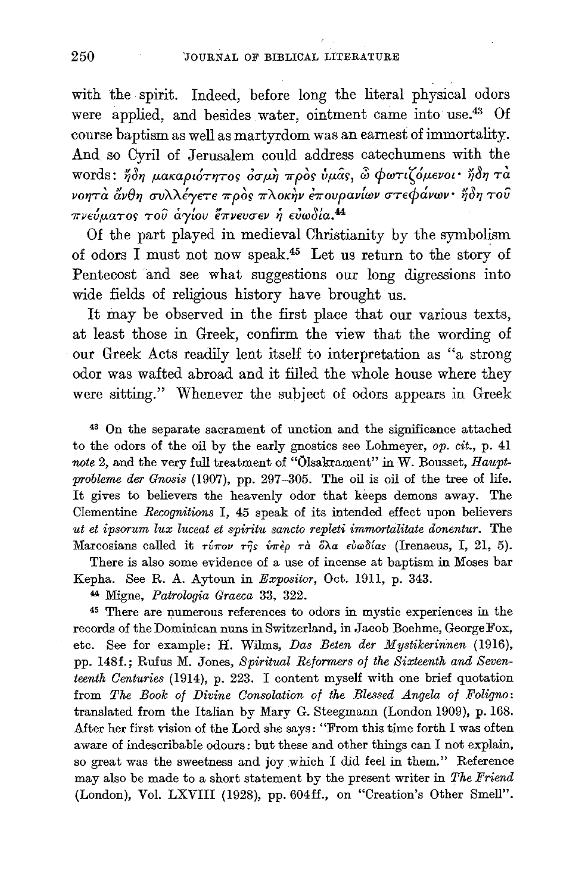with the spirit. Indeed, before long the literal physical odors were applied, and besides water, ointment came into use.[43] Of course baptism as well as martyrdom was an earnest of immortality. And so Cyril of Jerusalem could address catechumens with the words: ἤδη μακαριότητος ὀσμὴ πρὸς ὑμᾶς, ὦ φωτιζόμενοι· ἤδη τὰ νοητὰ ἄνθη συλλέγετε πρὸς πλοκὴν ἐπουρανίων στεφάνων· ἤδη τοῦ πνεύματος τοῦ ἁγίου ἔπνευσεν ἡ εὐωδία.[44]

Of the part played in medieval Christianity by the symbolism of odors I must not now speak.[45] Let us return to the story of Pentecost and see what suggestions our long digressions into wide fields of religious history have brought us.

It may be observed in the first place that our various texts, at least those in Greek, confirm the view that the wording of our Greek Acts readily lent itself to interpretation as "a strong odor was wafted abroad and it filled the whole house where they were sitting." Whenever the subject of odors appears in Greek

[43] On the separate sacrament of unction and the significance attached to the odors of the oil by the early gnostics see Lohmeyer, *op. cit.*, p. 41 *note* 2, and the very full treatment of "Ölsakrament" in W. Bousset, *Hauptprobleme der Gnosis* (1907), pp. 297–305. The oil is oil of the tree of life. It gives to believers the heavenly odor that keeps demons away. The Clementine *Recognitions* I, 45 speak of its intended effect upon believers *ut et ipsorum lux luceat et spiritu sancto repleti immortalitate donentur*. The Marcosians called it τύπον τῆς ὑπὲρ τὰ ὅλα εὐωδίας (Irenaeus, I, 21, 5).

There is also some evidence of a use of incense at baptism in Moses bar Kepha. See R. A. Aytoun in *Expositor*, Oct. 1911, p. 343.

[44] Migne, *Patrologia Graeca* 33, 322.

[45] There are numerous references to odors in mystic experiences in the records of the Dominican nuns in Switzerland, in Jacob Boehme, George Fox, etc. See for example: H. Wilms, *Das Beten der Mystikerinnen* (1916), pp. 148f.; Rufus M. Jones, *Spiritual Reformers of the Sixteenth and Seventeenth Centuries* (1914), p. 223. I content myself with one brief quotation from *The Book of Divine Consolation of the Blessed Angela of Foligno*: translated from the Italian by Mary G. Steegmann (London 1909), p. 168. After her first vision of the Lord she says: "From this time forth I was often aware of indescribable odours: but these and other things can I not explain, so great was the sweetness and joy which I did feel in them." Reference may also be made to a short statement by the present writer in *The Friend* (London), Vol. LXVIII (1928), pp. 604ff., on "Creation's Other Smell".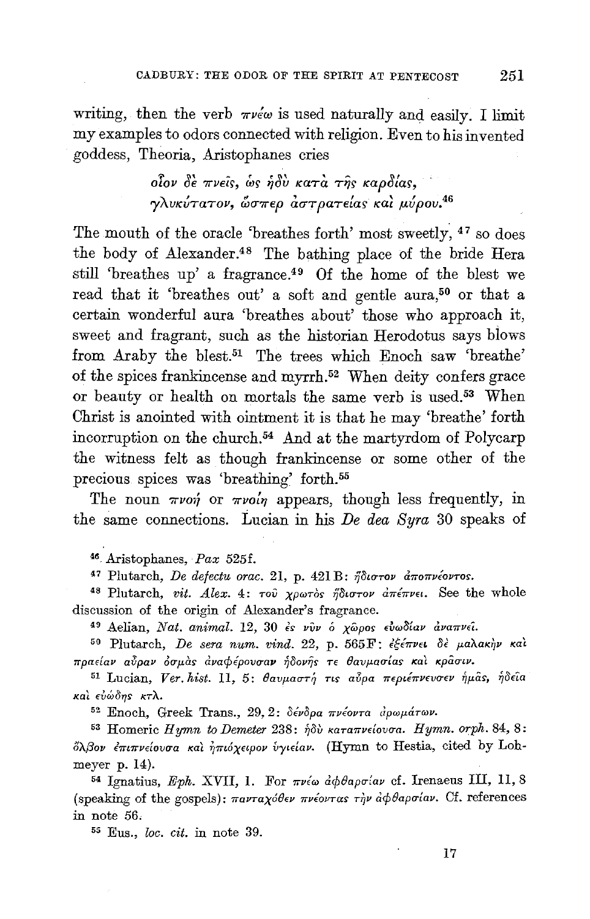writing, then the verb πνέω is used naturally and easily. I limit my examples to odors connected with religion. Even to his invented goddess, Theoria, Aristophanes cries

> οἷον δὲ πνεῖς, ὡς ἡδὺ κατὰ τῆς καρδίας,
> γλυκύτατον, ὥσπερ ἀστρατείας καὶ μύρου.[46]

The mouth of the oracle 'breathes forth' most sweetly, [47] so does the body of Alexander.[48] The bathing place of the bride Hera still 'breathes up' a fragrance.[49] Of the home of the blest we read that it 'breathes out' a soft and gentle aura,[50] or that a certain wonderful aura 'breathes about' those who approach it, sweet and fragrant, such as the historian Herodotus says blows from Araby the blest.[51] The trees which Enoch saw 'breathe' of the spices frankincense and myrrh.[52] When deity confers grace or beauty or health on mortals the same verb is used.[53] When Christ is anointed with ointment it is that he may 'breathe' forth incorruption on the church.[54] And at the martyrdom of Polycarp the witness felt as though frankincense or some other of the precious spices was 'breathing' forth.[55]

The noun πνοή or πνοίη appears, though less frequently, in the same connections. Lucian in his *De dea Syra* 30 speaks of

---

[46] Aristophanes, *Pax* 525f.

[47] Plutarch, *De defectu orac.* 21, p. 421 B: ἥδιστον ἀποπνέοντος.

[48] Plutarch, *vit. Alex.* 4: τοῦ χρωτὸς ἥδιστον ἀπέπνει. See the whole discussion of the origin of Alexander's fragrance.

[49] Aelian, *Nat. animal.* 12, 30 ἐς νῦν ὁ χῶρος εὐωδίαν ἀναπνεῖ.

[50] Plutarch, *De sera num. vind.* 22, p. 565 F: ἐξέπνει δὲ μαλακὴν καὶ πραεῖαν αὖραν ὀσμὰς ἀναφέρουσαν ἡδονῆς τε θαυμασίας καὶ κρᾶσιν.

[51] Lucian, *Ver. hist.* II, 5: θαυμαστή τις αὖρα περιέπνευσεν ἡμᾶς, ἡδεῖα καὶ εὐώδης κτλ.

[52] Enoch, Greek Trans., 29, 2: δένδρα πνέοντα ἀρωμάτων.

[53] Homeric *Hymn to Demeter* 238: ἡδὺ καταπνείουσα. *Hymn. orph.* 84, 8: ὄλβον ἐπιπνείουσα καὶ ἠπιόχειρον ὑγείαν. (Hymn to Hestia, cited by Lohmeyer p. 14).

[54] Ignatius, *Eph.* XVII, 1. For πνέω ἀφθαρσίαν cf. Irenaeus III, 11, 8 (speaking of the gospels): πανταχόθεν πνέοντας τὴν ἀφθαρσίαν. Cf. references in note 56.

[55] Eus., *loc. cit.* in note 39.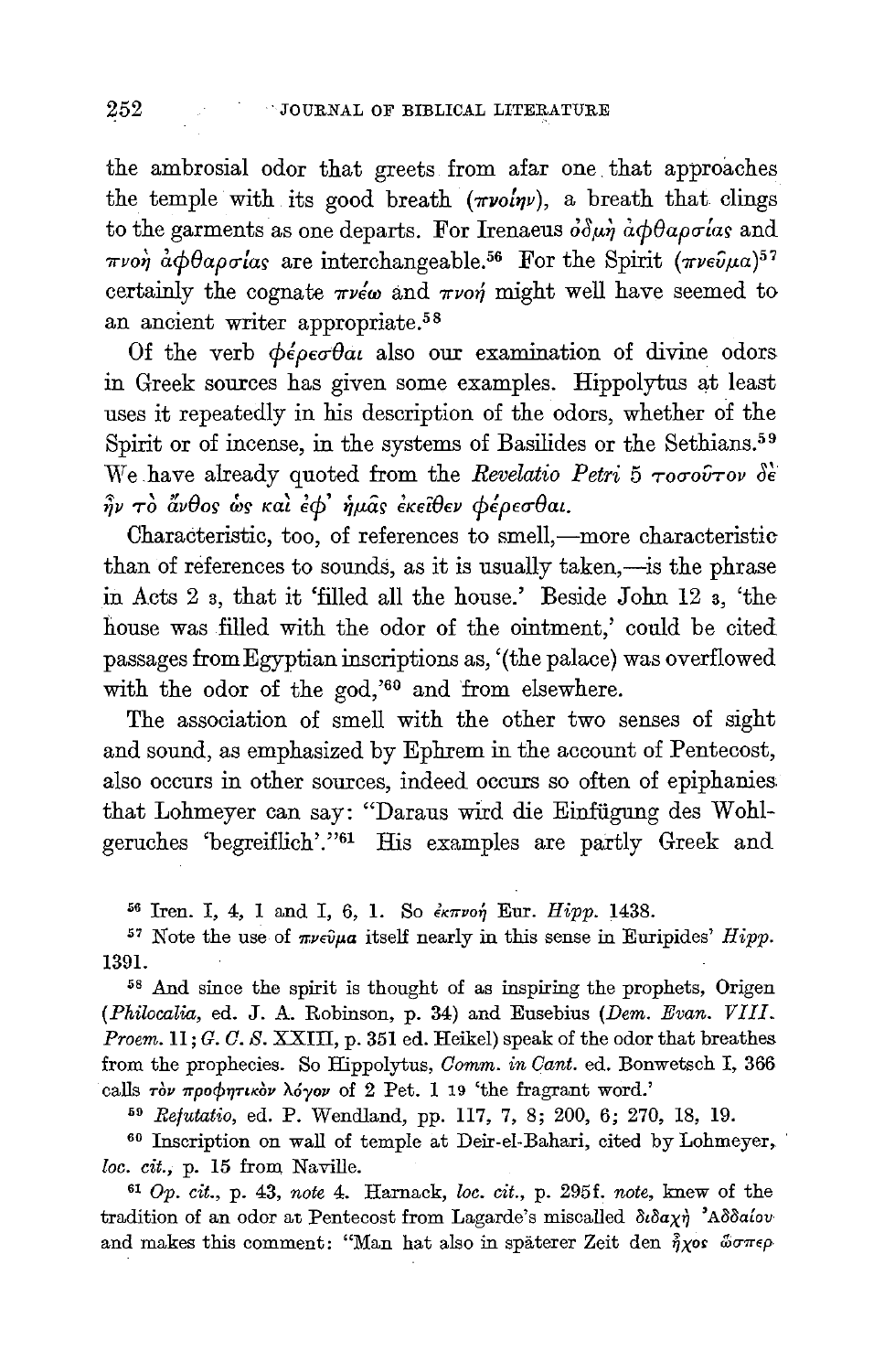the ambrosial odor that greets from afar one that approaches the temple with its good breath (πνοίην), a breath that clings to the garments as one departs. For Irenaeus ὀδμὴ ἀφθαρσίας and πνοὴ ἀφθαρσίας are interchangeable.[56] For the Spirit (πνεῦμα)[57] certainly the cognate πνέω and πνοή might well have seemed to an ancient writer appropriate.[58]

Of the verb φέρεσθαι also our examination of divine odors in Greek sources has given some examples. Hippolytus at least uses it repeatedly in his description of the odors, whether of the Spirit or of incense, in the systems of Basilides or the Sethians.[59] We have already quoted from the *Revelatio Petri* 5 τοσοῦτον δὲ ἦν τὸ ἄνθος ὡς καὶ ἐφ' ἡμᾶς ἐκεῖθεν φέρεσθαι.

Characteristic, too, of references to smell,—more characteristic than of references to sounds, as it is usually taken,—is the phrase in Acts 2 3, that it 'filled all the house.' Beside John 12 3, 'the house was filled with the odor of the ointment,' could be cited passages from Egyptian inscriptions as, '(the palace) was overflowed with the odor of the god,'[60] and from elsewhere.

The association of smell with the other two senses of sight and sound, as emphasized by Ephrem in the account of Pentecost, also occurs in other sources, indeed occurs so often of epiphanies that Lohmeyer can say: "Daraus wird die Einfügung des Wohlgeruches 'begreiflich'."[61] His examples are partly Greek and

[56] Iren. I, 4, 1 and I, 6, 1. So ἐκπνοή Eur. *Hipp.* 1438.

[57] Note the use of πνεῦμα itself nearly in this sense in Euripides' *Hipp.* 1391.

[58] And since the spirit is thought of as inspiring the prophets, Origen (*Philocalia*, ed. J. A. Robinson, p. 34) and Eusebius (*Dem. Evan. VIII. Proem.* 11; *G. C. S.* XXIII, p. 351 ed. Heikel) speak of the odor that breathes from the prophecies. So Hippolytus, *Comm. in Cant.* ed. Bonwetsch I, 366 calls τὸν προφητικὸν λόγον of 2 Pet. 1 19 'the fragrant word.'

[59] *Refutatio*, ed. P. Wendland, pp. 117, 7, 8; 200, 6; 270, 18, 19.

[60] Inscription on wall of temple at Deir-el-Bahari, cited by Lohmeyer, *loc. cit.*, p. 15 from Naville.

[61] *Op. cit.*, p. 43, *note* 4. Harnack, *loc. cit.*, p. 295f. *note*, knew of the tradition of an odor at Pentecost from Lagarde's miscalled διδαχὴ 'Αδδαίου and makes this comment: "Man hat also in späterer Zeit den ἦχος ὥσπερ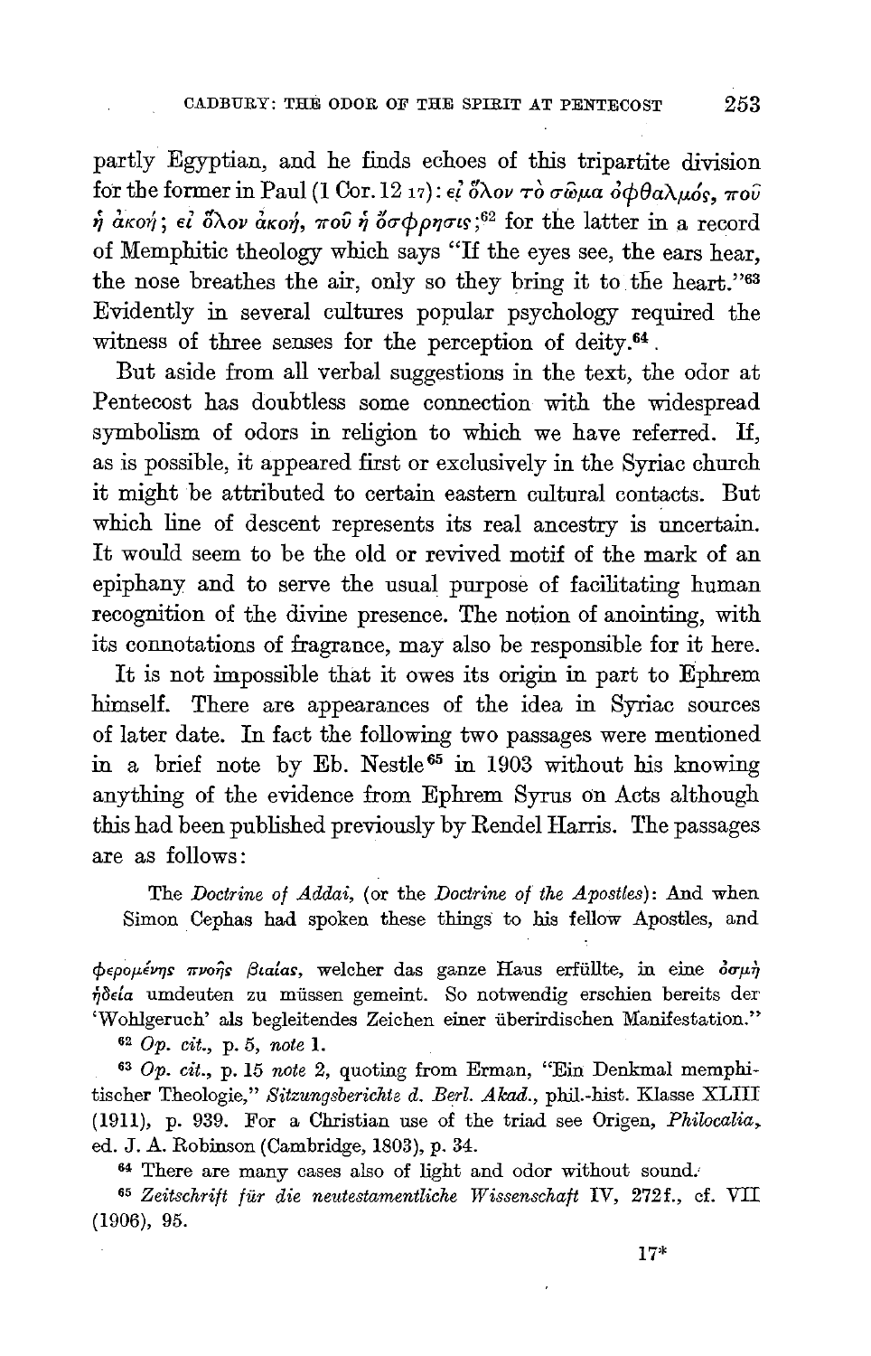partly Egyptian, and he finds echoes of this tripartite division for the former in Paul (1 Cor. 12 17): εἰ ὅλον τὸ σῶμα ὀφθαλμός, ποῦ ἡ ἀκοή; εἰ ὅλον ἀκοή, ποῦ ἡ ὄσφρησις;[62] for the latter in a record of Memphitic theology which says "If the eyes see, the ears hear, the nose breathes the air, only so they bring it to the heart."[63] Evidently in several cultures popular psychology required the witness of three senses for the perception of deity.[64]

But aside from all verbal suggestions in the text, the odor at Pentecost has doubtless some connection with the widespread symbolism of odors in religion to which we have referred. If, as is possible, it appeared first or exclusively in the Syriac church it might be attributed to certain eastern cultural contacts. But which line of descent represents its real ancestry is uncertain. It would seem to be the old or revived motif of the mark of an epiphany and to serve the usual purpose of facilitating human recognition of the divine presence. The notion of anointing, with its connotations of fragrance, may also be responsible for it here.

It is not impossible that it owes its origin in part to Ephrem himself. There are appearances of the idea in Syriac sources of later date. In fact the following two passages were mentioned in a brief note by Eb. Nestle[65] in 1903 without his knowing anything of the evidence from Ephrem Syrus on Acts although this had been published previously by Rendel Harris. The passages are as follows:

> The *Doctrine of Addai*, (or the *Doctrine of the Apostles*): And when Simon Cephas had spoken these things to his fellow Apostles, and

φερομένης πνοῆς βιαίας, welcher das ganze Haus erfüllte, in eine ὀσμὴ ἡδεία umdeuten zu müssen gemeint. So notwendig erschien bereits der 'Wohlgeruch' als begleitendes Zeichen einer überirdischen Manifestation."

[62] *Op. cit.*, p. 5, *note* 1.

[63] *Op. cit.*, p. 15 *note* 2, quoting from Erman, "Ein Denkmal memphitischer Theologie," *Sitzungsberichte d. Berl. Akad.*, phil.-hist. Klasse XLIII (1911), p. 939. For a Christian use of the triad see Origen, *Philocalia*, ed. J. A. Robinson (Cambridge, 1803), p. 34.

[64] There are many cases also of light and odor without sound.

[65] *Zeitschrift für die neutestamentliche Wissenschaft* IV, 272f., cf. VII (1906), 95.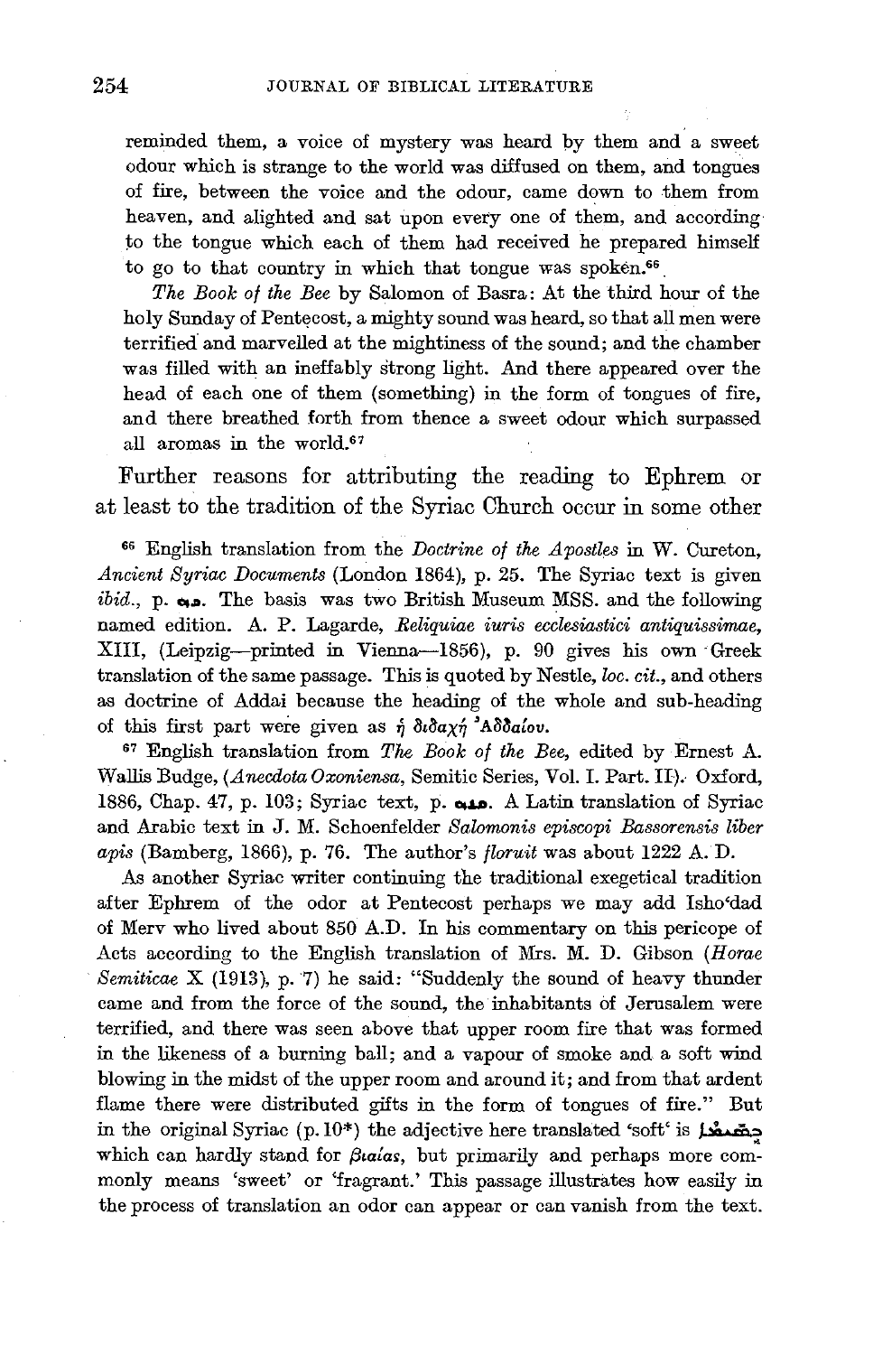reminded them, a voice of mystery was heard by them and a sweet odour which is strange to the world was diffused on them, and tongues of fire, between the voice and the odour, came down to them from heaven, and alighted and sat upon every one of them, and according to the tongue which each of them had received he prepared himself to go to that country in which that tongue was spoken.[66]

*The Book of the Bee* by Salomon of Basra: At the third hour of the holy Sunday of Pentecost, a mighty sound was heard, so that all men were terrified and marvelled at the mightiness of the sound; and the chamber was filled with an ineffably strong light. And there appeared over the head of each one of them (something) in the form of tongues of fire, and there breathed forth from thence a sweet odour which surpassed all aromas in the world.[67]

Further reasons for attributing the reading to Ephrem or at least to the tradition of the Syriac Church occur in some other

[66] English translation from the *Doctrine of the Apostles* in W. Cureton, *Ancient Syriac Documents* (London 1864), p. 25. The Syriac text is given *ibid.*, p. ܟܗ. The basis was two British Museum MSS. and the following named edition. A. P. Lagarde, *Reliquiae iuris ecclesiastici antiquissimae*, XIII, (Leipzig—printed in Vienna—1856), p. 90 gives his own Greek translation of the same passage. This is quoted by Nestle, *loc. cit.*, and others as doctrine of Addai because the heading of the whole and sub-heading of this first part were given as ἡ διδαχὴ Ἀδδαίου.

[67] English translation from *The Book of the Bee*, edited by Ernest A. Wallis Budge, (*Anecdota Oxoniensa*, Semitic Series, Vol. I. Part. II). Oxford, 1886, Chap. 47, p. 103; Syriac text, p. ܩܠܗ. A Latin translation of Syriac and Arabic text in J. M. Schoenfelder *Salomonis episcopi Bassorensis liber apis* (Bamberg, 1866), p. 76. The author's *floruit* was about 1222 A. D.

As another Syriac writer continuing the traditional exegetical tradition after Ephrem of the odor at Pentecost perhaps we may add Isho'dad of Merv who lived about 850 A.D. In his commentary on this pericope of Acts according to the English translation of Mrs. M. D. Gibson (*Horae Semiticae* X (1913), p. 7) he said: "Suddenly the sound of heavy thunder came and from the force of the sound, the inhabitants of Jerusalem were terrified, and there was seen above that upper room fire that was formed in the likeness of a burning ball; and a vapour of smoke and a soft wind blowing in the midst of the upper room and around it; and from that ardent flame there were distributed gifts in the form of tongues of fire." But in the original Syriac (p. 10*) the adjective here translated 'soft' is ܒܣܝܡܐ which can hardly stand for βιαίας, but primarily and perhaps more commonly means 'sweet' or 'fragrant.' This passage illustrates how easily in the process of translation an odor can appear or can vanish from the text.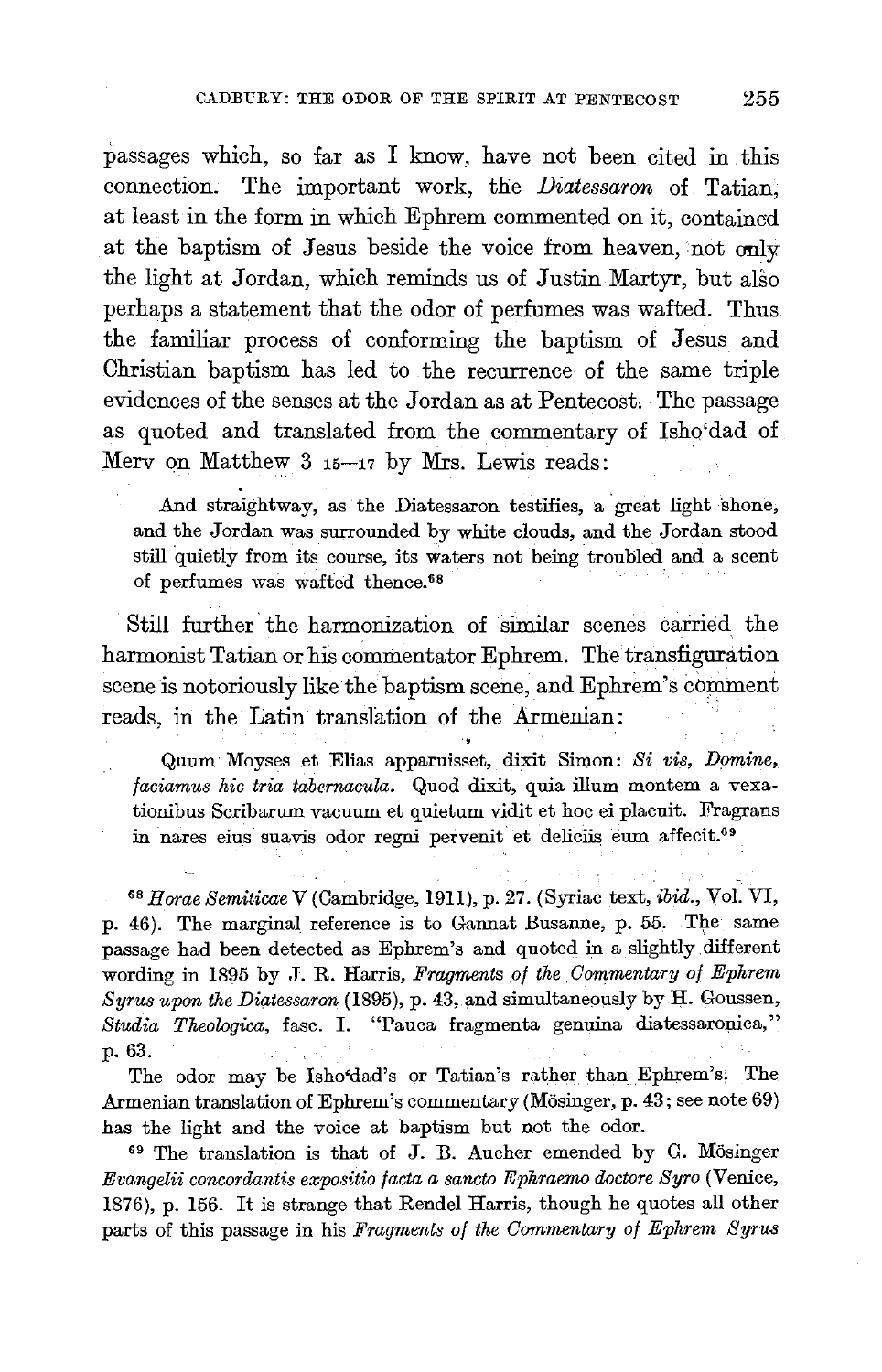passages which, so far as I know, have not been cited in this connection. The important work, the *Diatessaron* of Tatian, at least in the form in which Ephrem commented on it, contained at the baptism of Jesus beside the voice from heaven, not only the light at Jordan, which reminds us of Justin Martyr, but also perhaps a statement that the odor of perfumes was wafted. Thus the familiar process of conforming the baptism of Jesus and Christian baptism has led to the recurrence of the same triple evidences of the senses at the Jordan as at Pentecost. The passage as quoted and translated from the commentary of Isho'dad of Merv on Matthew 3 15–17 by Mrs. Lewis reads:

> And straightway, as the Diatessaron testifies, a great light shone, and the Jordan was surrounded by white clouds, and the Jordan stood still quietly from its course, its waters not being troubled and a scent of perfumes was wafted thence.[68]

Still further the harmonization of similar scenes carried the harmonist Tatian or his commentator Ephrem. The transfiguration scene is notoriously like the baptism scene, and Ephrem's comment reads, in the Latin translation of the Armenian:

> Quum Moyses et Elias apparuisset, dixit Simon: *Si vis, Domine, faciamus hic tria tabernacula.* Quod dixit, quia illum montem a vexationibus Scribarum vacuum et quietum vidit et hoc ei placuit. Fragrans in nares eius suavis odor regni pervenit et deliciis eum affecit.[69]

---

[68] *Horae Semiticae* V (Cambridge, 1911), p. 27. (Syriac text, *ibid.*, Vol. VI, p. 46). The marginal reference is to Gannat Busanne, p. 55. The same passage had been detected as Ephrem's and quoted in a slightly different wording in 1895 by J. R. Harris, *Fragments of the Commentary of Ephrem Syrus upon the Diatessaron* (1895), p. 43, and simultaneously by H. Goussen, *Studia Theologica*, fasc. I. "Pauca fragmenta genuina diatessaronica," p. 63.

The odor may be Isho'dad's or Tatian's rather than Ephrem's. The Armenian translation of Ephrem's commentary (Mösinger, p. 43; see note 69) has the light and the voice at baptism but not the odor.

[69] The translation is that of J. B. Aucher emended by G. Mösinger *Evangelii concordantis expositio facta a sancto Ephraemo doctore Syro* (Venice, 1876), p. 156. It is strange that Rendel Harris, though he quotes all other parts of this passage in his *Fragments of the Commentary of Ephrem Syrus*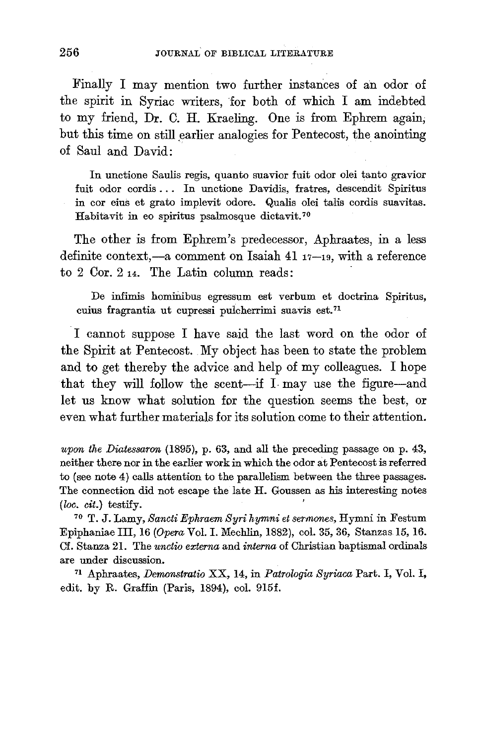Finally I may mention two further instances of an odor of the spirit in Syriac writers, for both of which I am indebted to my friend, Dr. C. H. Kraeling. One is from Ephrem again, but this time on still earlier analogies for Pentecost, the anointing of Saul and David:

> In unctione Saulis regis, quanto suavior fuit odor olei tanto gravior fuit odor cordis ... In unctione Davidis, fratres, descendit Spiritus in cor eius et grato implevit odore. Qualis olei talis cordis suavitas. Habitavit in eo spiritus psalmosque dictavit.[70]

The other is from Ephrem's predecessor, Aphraates, in a less definite context,—a comment on Isaiah 41 17–19, with a reference to 2 Cor. 2 14. The Latin column reads:

> De infimis hominibus egressum est verbum et doctrina Spiritus, cuius fragrantia ut cupressi pulcherrimi suavis est.[71]

I cannot suppose I have said the last word on the odor of the Spirit at Pentecost. My object has been to state the problem and to get thereby the advice and help of my colleagues. I hope that they will follow the scent—if I may use the figure—and let us know what solution for the question seems the best, or even what further materials for its solution come to their attention.

---

*upon the Diatessaron* (1895), p. 63, and all the preceding passage on p. 43, neither there nor in the earlier work in which the odor at Pentecost is referred to (see note 4) calls attention to the parallelism between the three passages. The connection did not escape the late H. Goussen as his interesting notes (*loc. cit.*) testify.

[70] T. J. Lamy, *Sancti Ephraem Syri hymni et sermones*, Hymni in Festum Epiphaniae III, 16 (*Opera* Vol. I. Mechlin, 1882), col. 35, 36, Stanzas 15, 16. Cf. Stanza 21. The *unctio externa* and *interna* of Christian baptismal ordinals are under discussion.

[71] Aphraates, *Demonstratio* XX, 14, in *Patrologia Syriaca* Part. I, Vol. I, edit. by R. Graffin (Paris, 1894), col. 915f.